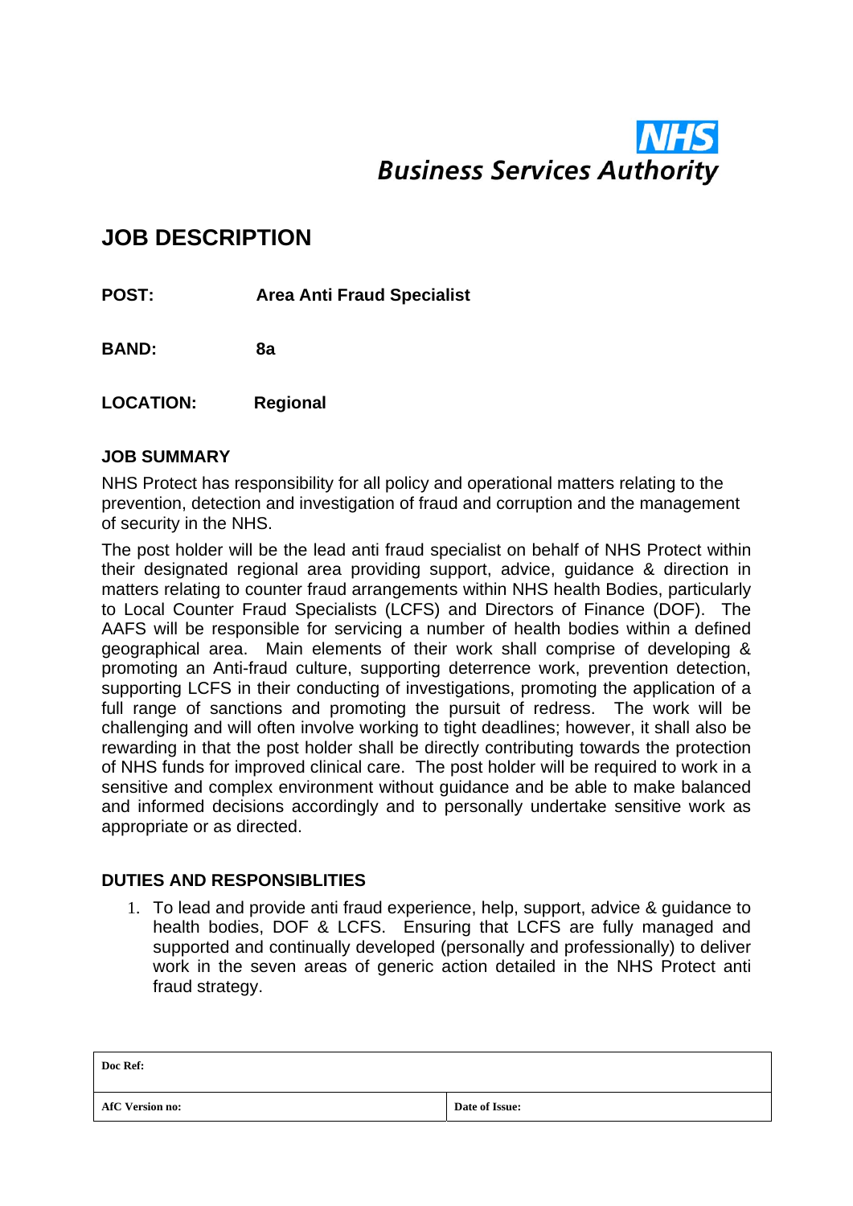NHS Business Services Authority

# JOB DESCRIPTION

**POST:** **Area Anti Fraud Specialist**

**BAND:** **8a**

**LOCATION:** **Regional**

## JOB SUMMARY

NHS Protect has responsibility for all policy and operational matters relating to the prevention, detection and investigation of fraud and corruption and the management of security in the NHS.

The post holder will be the lead anti fraud specialist on behalf of NHS Protect within their designated regional area providing support, advice, guidance & direction in matters relating to counter fraud arrangements within NHS health Bodies, particularly to Local Counter Fraud Specialists (LCFS) and Directors of Finance (DOF). The AAFS will be responsible for servicing a number of health bodies within a defined geographical area. Main elements of their work shall comprise of developing & promoting an Anti-fraud culture, supporting deterrence work, prevention detection, supporting LCFS in their conducting of investigations, promoting the application of a full range of sanctions and promoting the pursuit of redress. The work will be challenging and will often involve working to tight deadlines; however, it shall also be rewarding in that the post holder shall be directly contributing towards the protection of NHS funds for improved clinical care. The post holder will be required to work in a sensitive and complex environment without guidance and be able to make balanced and informed decisions accordingly and to personally undertake sensitive work as appropriate or as directed.

## DUTIES AND RESPONSIBLITIES

1. To lead and provide anti fraud experience, help, support, advice & guidance to health bodies, DOF & LCFS. Ensuring that LCFS are fully managed and supported and continually developed (personally and professionally) to deliver work in the seven areas of generic action detailed in the NHS Protect anti fraud strategy.

| Doc Ref: | |
|---|---|
| AfC Version no: | Date of Issue: |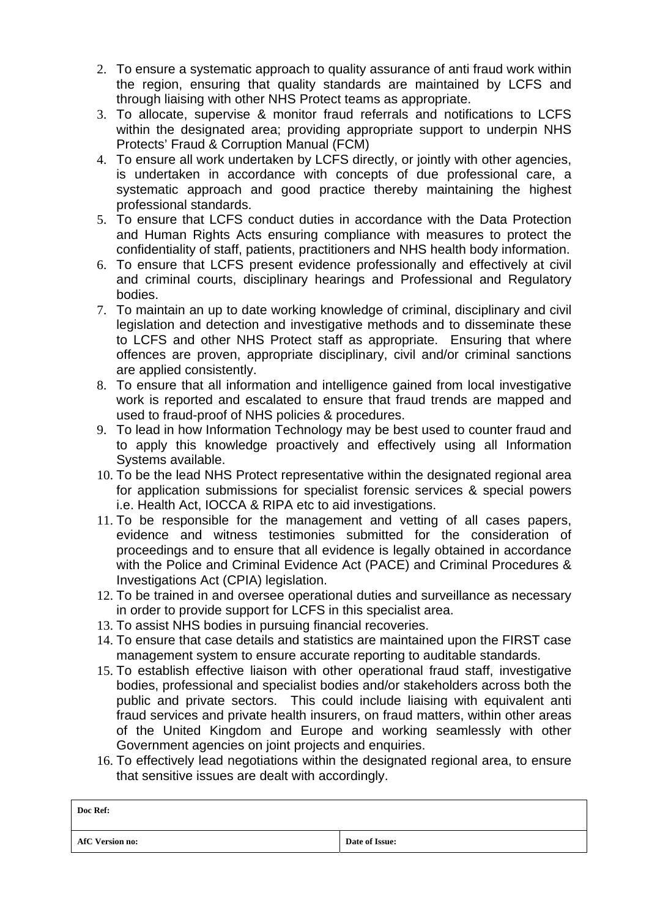2. To ensure a systematic approach to quality assurance of anti fraud work within the region, ensuring that quality standards are maintained by LCFS and through liaising with other NHS Protect teams as appropriate.
3. To allocate, supervise & monitor fraud referrals and notifications to LCFS within the designated area; providing appropriate support to underpin NHS Protects' Fraud & Corruption Manual (FCM)
4. To ensure all work undertaken by LCFS directly, or jointly with other agencies, is undertaken in accordance with concepts of due professional care, a systematic approach and good practice thereby maintaining the highest professional standards.
5. To ensure that LCFS conduct duties in accordance with the Data Protection and Human Rights Acts ensuring compliance with measures to protect the confidentiality of staff, patients, practitioners and NHS health body information.
6. To ensure that LCFS present evidence professionally and effectively at civil and criminal courts, disciplinary hearings and Professional and Regulatory bodies.
7. To maintain an up to date working knowledge of criminal, disciplinary and civil legislation and detection and investigative methods and to disseminate these to LCFS and other NHS Protect staff as appropriate. Ensuring that where offences are proven, appropriate disciplinary, civil and/or criminal sanctions are applied consistently.
8. To ensure that all information and intelligence gained from local investigative work is reported and escalated to ensure that fraud trends are mapped and used to fraud-proof of NHS policies & procedures.
9. To lead in how Information Technology may be best used to counter fraud and to apply this knowledge proactively and effectively using all Information Systems available.
10. To be the lead NHS Protect representative within the designated regional area for application submissions for specialist forensic services & special powers i.e. Health Act, IOCCA & RIPA etc to aid investigations.
11. To be responsible for the management and vetting of all cases papers, evidence and witness testimonies submitted for the consideration of proceedings and to ensure that all evidence is legally obtained in accordance with the Police and Criminal Evidence Act (PACE) and Criminal Procedures & Investigations Act (CPIA) legislation.
12. To be trained in and oversee operational duties and surveillance as necessary in order to provide support for LCFS in this specialist area.
13. To assist NHS bodies in pursuing financial recoveries.
14. To ensure that case details and statistics are maintained upon the FIRST case management system to ensure accurate reporting to auditable standards.
15. To establish effective liaison with other operational fraud staff, investigative bodies, professional and specialist bodies and/or stakeholders across both the public and private sectors. This could include liaising with equivalent anti fraud services and private health insurers, on fraud matters, within other areas of the United Kingdom and Europe and working seamlessly with other Government agencies on joint projects and enquiries.
16. To effectively lead negotiations within the designated regional area, to ensure that sensitive issues are dealt with accordingly.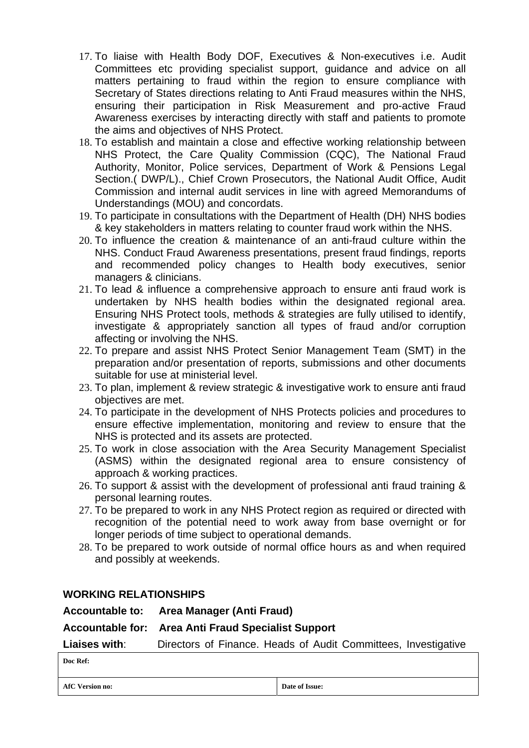17. To liaise with Health Body DOF, Executives & Non-executives i.e. Audit Committees etc providing specialist support, guidance and advice on all matters pertaining to fraud within the region to ensure compliance with Secretary of States directions relating to Anti Fraud measures within the NHS, ensuring their participation in Risk Measurement and pro-active Fraud Awareness exercises by interacting directly with staff and patients to promote the aims and objectives of NHS Protect.
18. To establish and maintain a close and effective working relationship between NHS Protect, the Care Quality Commission (CQC), The National Fraud Authority, Monitor, Police services, Department of Work & Pensions Legal Section.( DWP/L)., Chief Crown Prosecutors, the National Audit Office, Audit Commission and internal audit services in line with agreed Memorandums of Understandings (MOU) and concordats.
19. To participate in consultations with the Department of Health (DH) NHS bodies & key stakeholders in matters relating to counter fraud work within the NHS.
20. To influence the creation & maintenance of an anti-fraud culture within the NHS. Conduct Fraud Awareness presentations, present fraud findings, reports and recommended policy changes to Health body executives, senior managers & clinicians.
21. To lead & influence a comprehensive approach to ensure anti fraud work is undertaken by NHS health bodies within the designated regional area. Ensuring NHS Protect tools, methods & strategies are fully utilised to identify, investigate & appropriately sanction all types of fraud and/or corruption affecting or involving the NHS.
22. To prepare and assist NHS Protect Senior Management Team (SMT) in the preparation and/or presentation of reports, submissions and other documents suitable for use at ministerial level.
23. To plan, implement & review strategic & investigative work to ensure anti fraud objectives are met.
24. To participate in the development of NHS Protects policies and procedures to ensure effective implementation, monitoring and review to ensure that the NHS is protected and its assets are protected.
25. To work in close association with the Area Security Management Specialist (ASMS) within the designated regional area to ensure consistency of approach & working practices.
26. To support & assist with the development of professional anti fraud training & personal learning routes.
27. To be prepared to work in any NHS Protect region as required or directed with recognition of the potential need to work away from base overnight or for longer periods of time subject to operational demands.
28. To be prepared to work outside of normal office hours as and when required and possibly at weekends.

## WORKING RELATIONSHIPS

**Accountable to:** **Area Manager (Anti Fraud)**

**Accountable for:** **Area Anti Fraud Specialist Support**

**Liaises with**: Directors of Finance. Heads of Audit Committees, Investigative

| Doc Ref: | |
|---|---|
| AfC Version no: | Date of Issue: |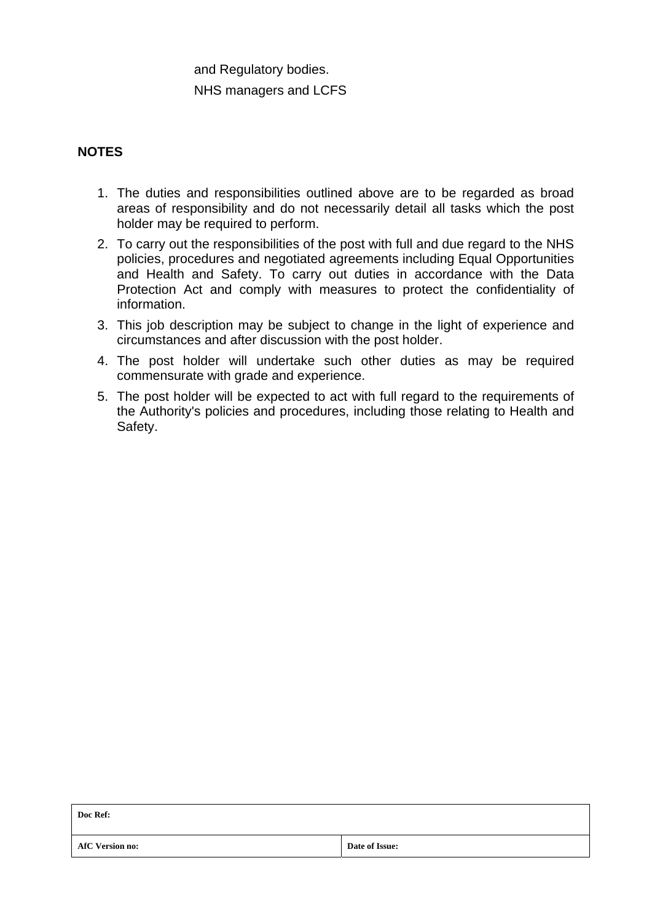and Regulatory bodies.

NHS managers and LCFS

**NOTES**

1. The duties and responsibilities outlined above are to be regarded as broad areas of responsibility and do not necessarily detail all tasks which the post holder may be required to perform.
2. To carry out the responsibilities of the post with full and due regard to the NHS policies, procedures and negotiated agreements including Equal Opportunities and Health and Safety. To carry out duties in accordance with the Data Protection Act and comply with measures to protect the confidentiality of information.
3. This job description may be subject to change in the light of experience and circumstances and after discussion with the post holder.
4. The post holder will undertake such other duties as may be required commensurate with grade and experience.
5. The post holder will be expected to act with full regard to the requirements of the Authority's policies and procedures, including those relating to Health and Safety.

| **Doc Ref:** | |
|---|---|
| **AfC Version no:** | **Date of Issue:** |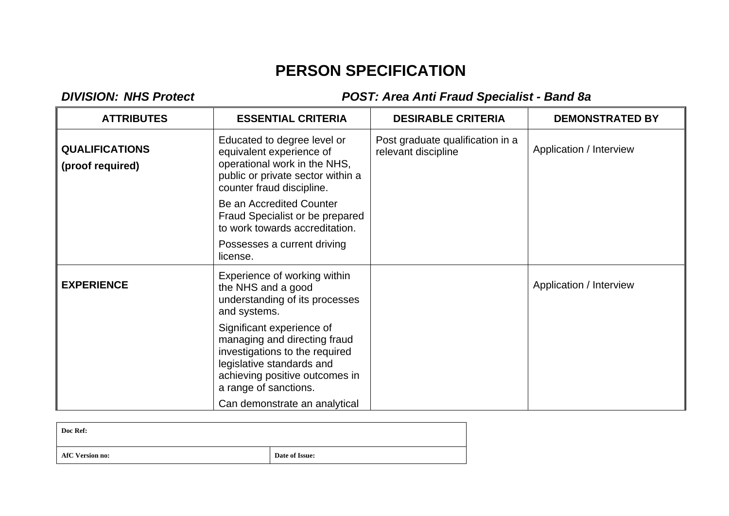# PERSON SPECIFICATION

***DIVISION: NHS Protect*** ***POST: Area Anti Fraud Specialist - Band 8a***

| ATTRIBUTES | ESSENTIAL CRITERIA | DESIRABLE CRITERIA | DEMONSTRATED BY |
|---|---|---|---|
| **QUALIFICATIONS (proof required)** | Educated to degree level or equivalent experience of operational work in the NHS, public or private sector within a counter fraud discipline.<br>Be an Accredited Counter Fraud Specialist or be prepared to work towards accreditation.<br>Possesses a current driving license. | Post graduate qualification in a relevant discipline | Application / Interview |
| **EXPERIENCE** | Experience of working within the NHS and a good understanding of its processes and systems.<br>Significant experience of managing and directing fraud investigations to the required legislative standards and achieving positive outcomes in a range of sanctions.<br>Can demonstrate an analytical | | Application / Interview |

| Doc Ref: | |
|---|---|
| AfC Version no: | Date of Issue: |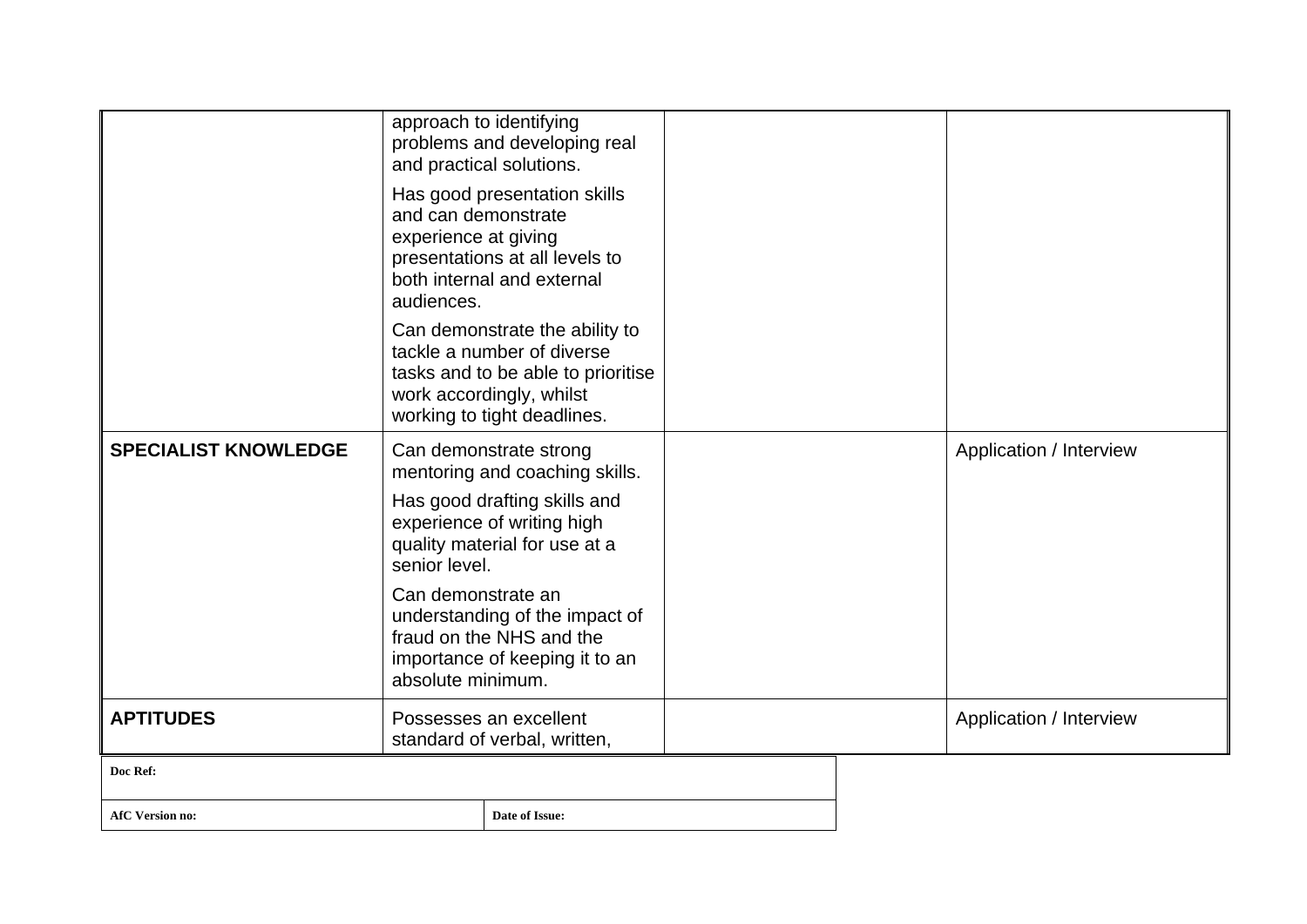| | | | |
|---|---|---|---|
| | approach to identifying problems and developing real and practical solutions.<br><br>Has good presentation skills and can demonstrate experience at giving presentations at all levels to both internal and external audiences.<br><br>Can demonstrate the ability to tackle a number of diverse tasks and to be able to prioritise work accordingly, whilst working to tight deadlines. | | |
| **SPECIALIST KNOWLEDGE** | Can demonstrate strong mentoring and coaching skills.<br><br>Has good drafting skills and experience of writing high quality material for use at a senior level.<br><br>Can demonstrate an understanding of the impact of fraud on the NHS and the importance of keeping it to an absolute minimum. | | Application / Interview |
| **APTITUDES** | Possesses an excellent standard of verbal, written, | | Application / Interview |

| | |
|---|---|
| **Doc Ref:** | |
| **AfC Version no:** | **Date of Issue:** |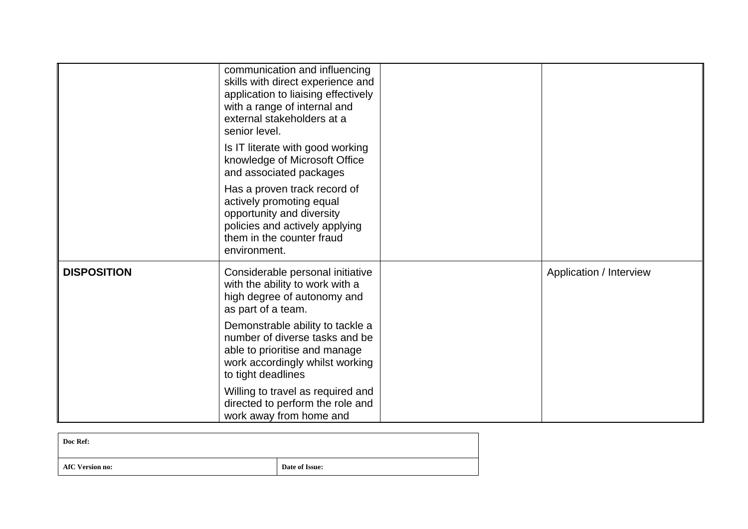| | | | |
|---|---|---|---|
| | communication and influencing skills with direct experience and application to liaising effectively with a range of internal and external stakeholders at a senior level.<br><br>Is IT literate with good working knowledge of Microsoft Office and associated packages<br><br>Has a proven track record of actively promoting equal opportunity and diversity policies and actively applying them in the counter fraud environment. | | |
| **DISPOSITION** | Considerable personal initiative with the ability to work with a high degree of autonomy and as part of a team.<br><br>Demonstrable ability to tackle a number of diverse tasks and be able to prioritise and manage work accordingly whilst working to tight deadlines<br><br>Willing to travel as required and directed to perform the role and work away from home and | | Application / Interview |

| | |
|---|---|
| **Doc Ref:** | |
| **AfC Version no:** | **Date of Issue:** |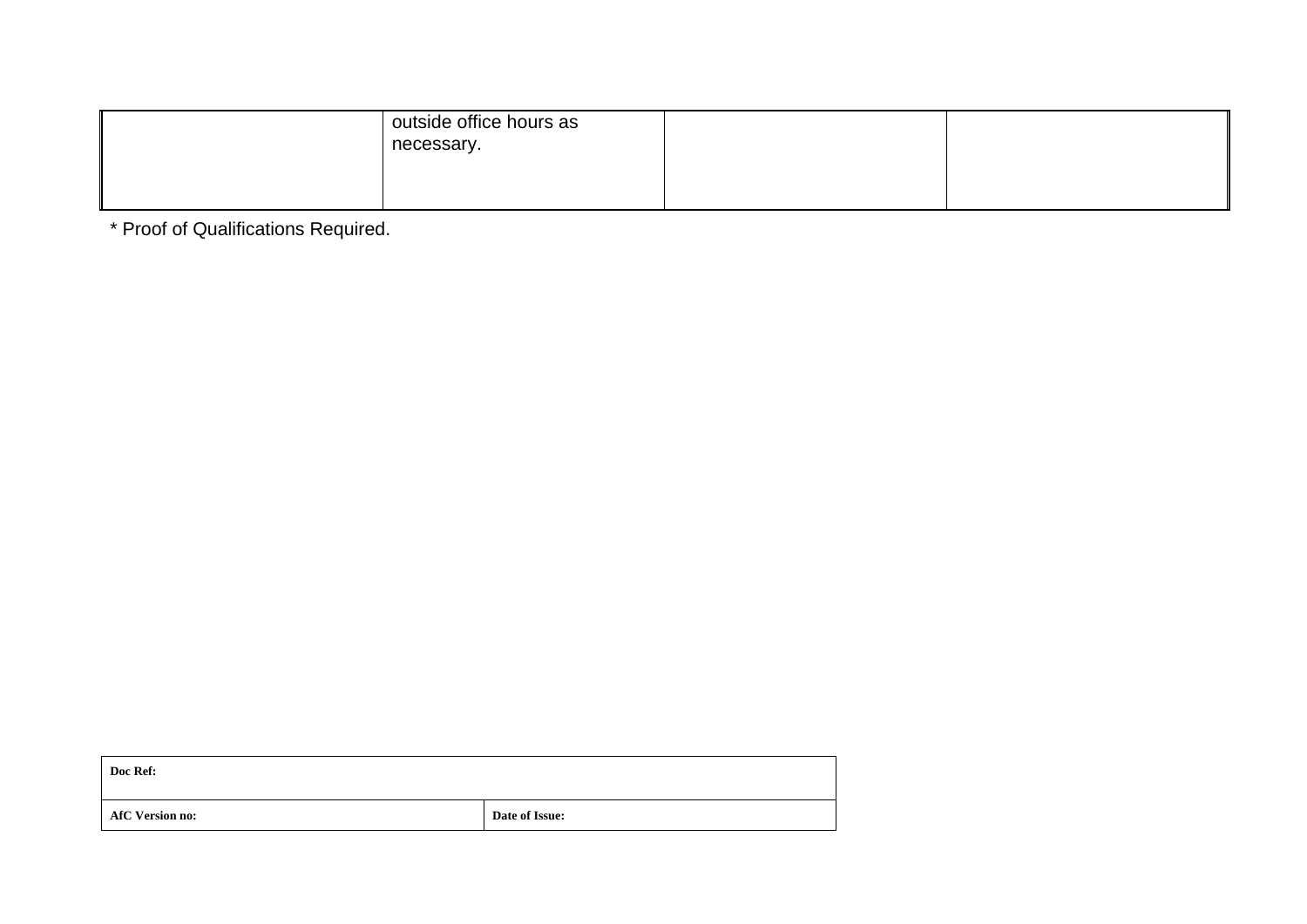| | | | |
|---|---|---|---|
| | outside office hours as necessary. | | |

* Proof of Qualifications Required.

| | |
|---|---|
| **Doc Ref:** | |
| **AfC Version no:** | **Date of Issue:** |